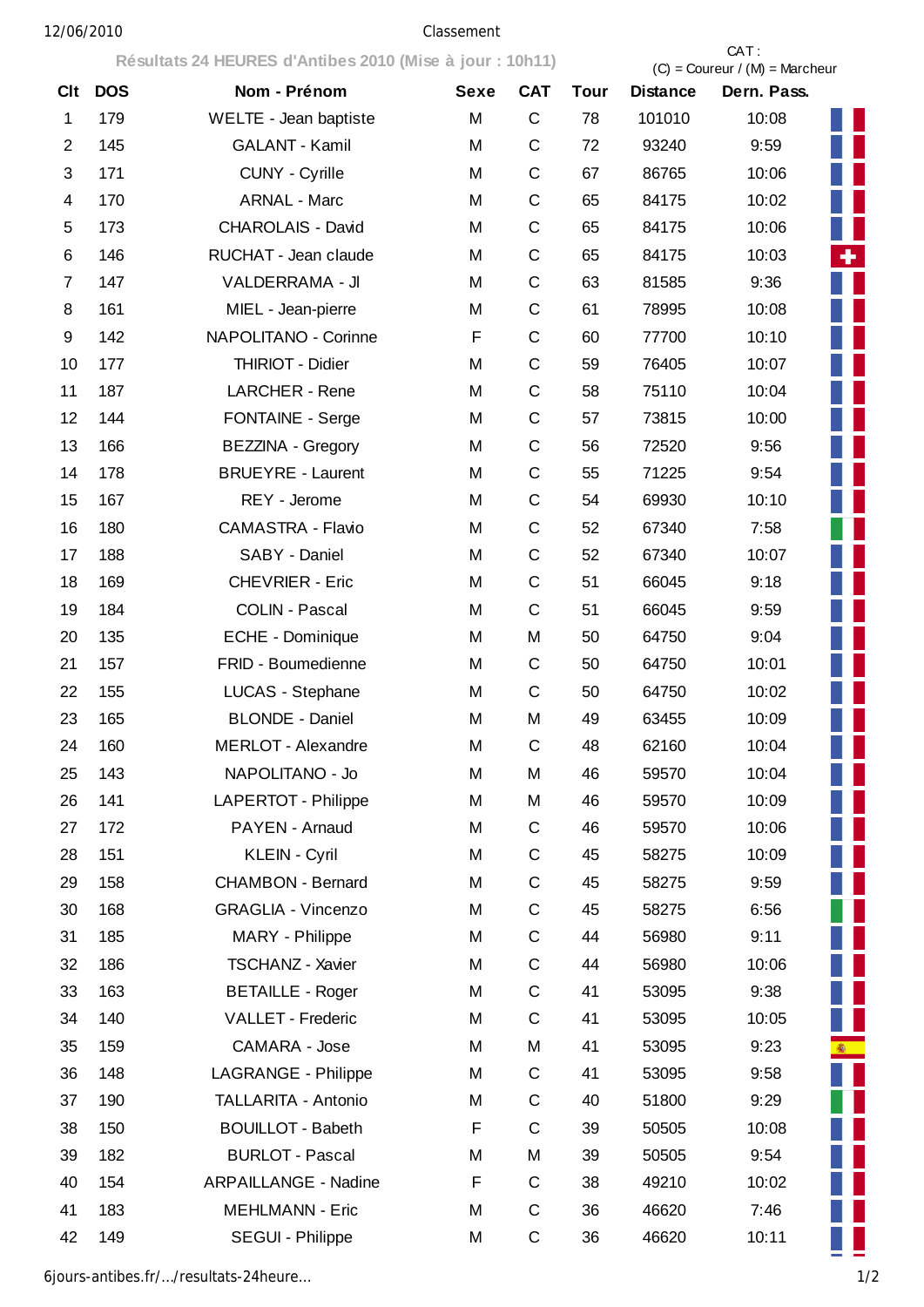Classement

Résultats 24 HEURES d'Antibes 2010 (Mise à jour : 10h11)

CAT :
(C) = Coureur / (M) = Marcheur

| Clt | DOS | Nom - Prénom | Sexe | CAT | Tour | Distance | Dern. Pass. |
|---|---|---|---|---|---|---|---|
| 1 | 179 | WELTE - Jean baptiste | M | C | 78 | 101010 | 10:08 |
| 2 | 145 | GALANT - Kamil | M | C | 72 | 93240 | 9:59 |
| 3 | 171 | CUNY - Cyrille | M | C | 67 | 86765 | 10:06 |
| 4 | 170 | ARNAL - Marc | M | C | 65 | 84175 | 10:02 |
| 5 | 173 | CHAROLAIS - David | M | C | 65 | 84175 | 10:06 |
| 6 | 146 | RUCHAT - Jean claude | M | C | 65 | 84175 | 10:03 |
| 7 | 147 | VALDERRAMA - Jl | M | C | 63 | 81585 | 9:36 |
| 8 | 161 | MIEL - Jean-pierre | M | C | 61 | 78995 | 10:08 |
| 9 | 142 | NAPOLITANO - Corinne | F | C | 60 | 77700 | 10:10 |
| 10 | 177 | THIRIOT - Didier | M | C | 59 | 76405 | 10:07 |
| 11 | 187 | LARCHER - Rene | M | C | 58 | 75110 | 10:04 |
| 12 | 144 | FONTAINE - Serge | M | C | 57 | 73815 | 10:00 |
| 13 | 166 | BEZZINA - Gregory | M | C | 56 | 72520 | 9:56 |
| 14 | 178 | BRUEYRE - Laurent | M | C | 55 | 71225 | 9:54 |
| 15 | 167 | REY - Jerome | M | C | 54 | 69930 | 10:10 |
| 16 | 180 | CAMASTRA - Flavio | M | C | 52 | 67340 | 7:58 |
| 17 | 188 | SABY - Daniel | M | C | 52 | 67340 | 10:07 |
| 18 | 169 | CHEVRIER - Eric | M | C | 51 | 66045 | 9:18 |
| 19 | 184 | COLIN - Pascal | M | C | 51 | 66045 | 9:59 |
| 20 | 135 | ECHE - Dominique | M | M | 50 | 64750 | 9:04 |
| 21 | 157 | FRID - Boumedienne | M | C | 50 | 64750 | 10:01 |
| 22 | 155 | LUCAS - Stephane | M | C | 50 | 64750 | 10:02 |
| 23 | 165 | BLONDE - Daniel | M | M | 49 | 63455 | 10:09 |
| 24 | 160 | MERLOT - Alexandre | M | C | 48 | 62160 | 10:04 |
| 25 | 143 | NAPOLITANO - Jo | M | M | 46 | 59570 | 10:04 |
| 26 | 141 | LAPERTOT - Philippe | M | M | 46 | 59570 | 10:09 |
| 27 | 172 | PAYEN - Arnaud | M | C | 46 | 59570 | 10:06 |
| 28 | 151 | KLEIN - Cyril | M | C | 45 | 58275 | 10:09 |
| 29 | 158 | CHAMBON - Bernard | M | C | 45 | 58275 | 9:59 |
| 30 | 168 | GRAGLIA - Vincenzo | M | C | 45 | 58275 | 6:56 |
| 31 | 185 | MARY - Philippe | M | C | 44 | 56980 | 9:11 |
| 32 | 186 | TSCHANZ - Xavier | M | C | 44 | 56980 | 10:06 |
| 33 | 163 | BETAILLE - Roger | M | C | 41 | 53095 | 9:38 |
| 34 | 140 | VALLET - Frederic | M | C | 41 | 53095 | 10:05 |
| 35 | 159 | CAMARA - Jose | M | M | 41 | 53095 | 9:23 |
| 36 | 148 | LAGRANGE - Philippe | M | C | 41 | 53095 | 9:58 |
| 37 | 190 | TALLARITA - Antonio | M | C | 40 | 51800 | 9:29 |
| 38 | 150 | BOUILLOT - Babeth | F | C | 39 | 50505 | 10:08 |
| 39 | 182 | BURLOT - Pascal | M | M | 39 | 50505 | 9:54 |
| 40 | 154 | ARPAILLANGE - Nadine | F | C | 38 | 49210 | 10:02 |
| 41 | 183 | MEHLMANN - Eric | M | C | 36 | 46620 | 7:46 |
| 42 | 149 | SEGUI - Philippe | M | C | 36 | 46620 | 10:11 |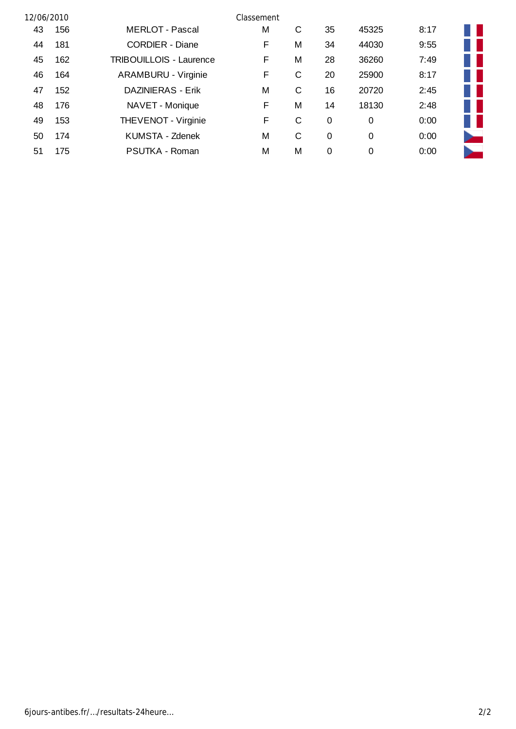| | | | | | | | | |
|---|---|---|---|---|---|---|---|---|
| 43 | 156 | MERLOT - Pascal | M | C | 35 | 45325 | 8:17 | |
| 44 | 181 | CORDIER - Diane | F | M | 34 | 44030 | 9:55 | |
| 45 | 162 | TRIBOUILLOIS - Laurence | F | M | 28 | 36260 | 7:49 | |
| 46 | 164 | ARAMBURU - Virginie | F | C | 20 | 25900 | 8:17 | |
| 47 | 152 | DAZINIERAS - Erik | M | C | 16 | 20720 | 2:45 | |
| 48 | 176 | NAVET - Monique | F | M | 14 | 18130 | 2:48 | |
| 49 | 153 | THEVENOT - Virginie | F | C | 0 | 0 | 0:00 | |
| 50 | 174 | KUMSTA - Zdenek | M | C | 0 | 0 | 0:00 | |
| 51 | 175 | PSUTKA - Roman | M | M | 0 | 0 | 0:00 | |